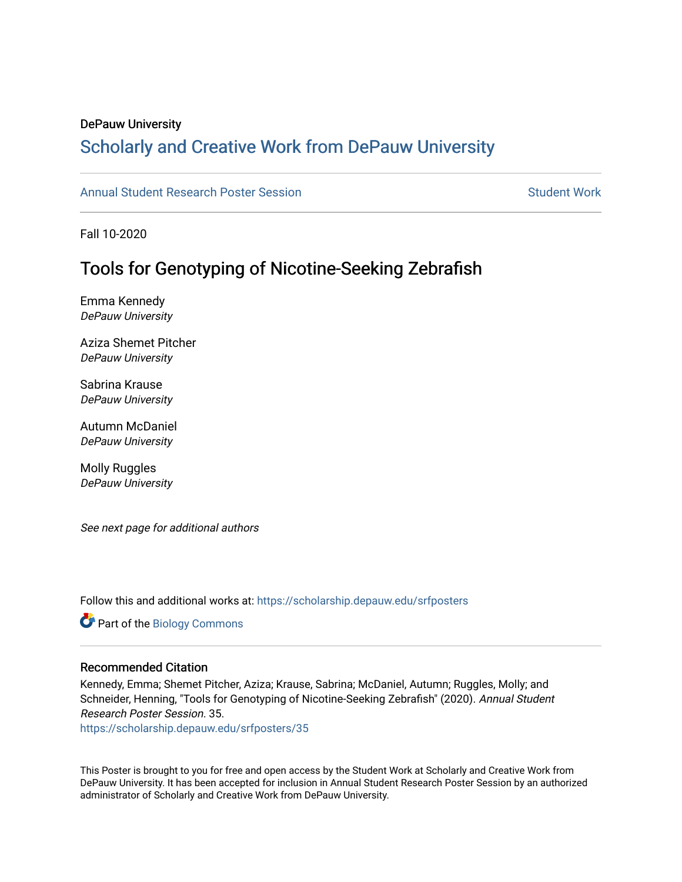DePauw University

# Scholarly and Creative Work from DePauw University

Annual Student Research Poster Session

Student Work

Fall 10-2020

## Tools for Genotyping of Nicotine-Seeking Zebrafish

Emma Kennedy
*DePauw University*

Aziza Shemet Pitcher
*DePauw University*

Sabrina Krause
*DePauw University*

Autumn McDaniel
*DePauw University*

Molly Ruggles
*DePauw University*

*See next page for additional authors*

Follow this and additional works at: https://scholarship.depauw.edu/srfposters

Part of the Biology Commons

### Recommended Citation

Kennedy, Emma; Shemet Pitcher, Aziza; Krause, Sabrina; McDaniel, Autumn; Ruggles, Molly; and Schneider, Henning, "Tools for Genotyping of Nicotine-Seeking Zebrafish" (2020). *Annual Student Research Poster Session*. 35.
https://scholarship.depauw.edu/srfposters/35

This Poster is brought to you for free and open access by the Student Work at Scholarly and Creative Work from DePauw University. It has been accepted for inclusion in Annual Student Research Poster Session by an authorized administrator of Scholarly and Creative Work from DePauw University.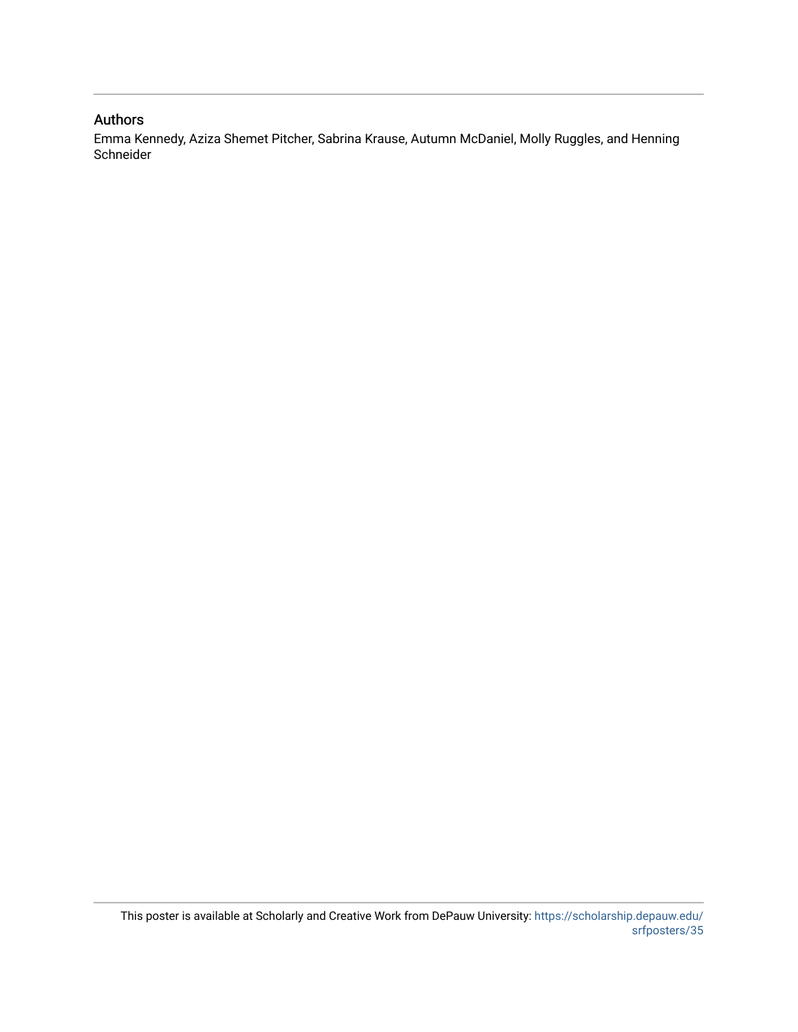## Authors

Emma Kennedy, Aziza Shemet Pitcher, Sabrina Krause, Autumn McDaniel, Molly Ruggles, and Henning Schneider

This poster is available at Scholarly and Creative Work from DePauw University: https://scholarship.depauw.edu/srfposters/35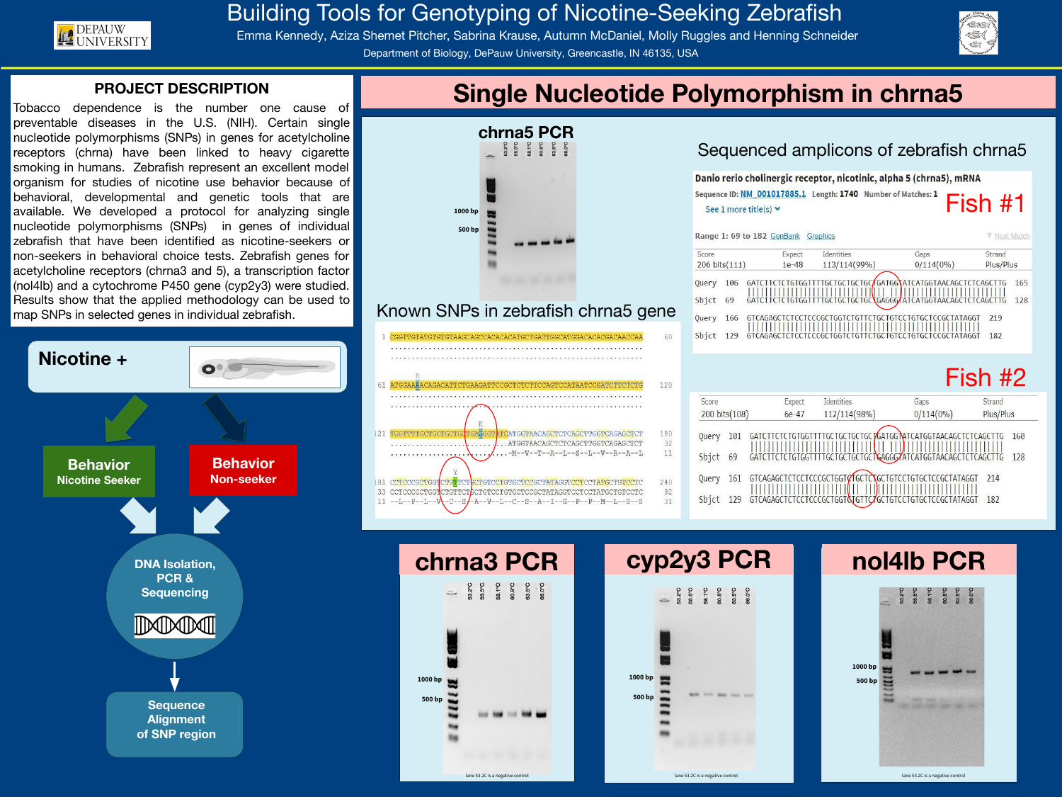# Building Tools for Genotyping of Nicotine-Seeking Zebrafish

Emma Kennedy, Aziza Shemet Pitcher, Sabrina Krause, Autumn McDaniel, Molly Ruggles and Henning Schneider

Department of Biology, DePauw University, Greencastle, IN 46135, USA

## PROJECT DESCRIPTION

Tobacco dependence is the number one cause of preventable diseases in the U.S. (NIH). Certain single nucleotide polymorphisms (SNPs) in genes for acetylcholine receptors (chrna) have been linked to heavy cigarette smoking in humans. Zebrafish represent an excellent model organism for studies of nicotine use behavior because of behavioral, developmental and genetic tools that are available. We developed a protocol for analyzing single nucleotide polymorphisms (SNPs) in genes of individual zebrafish that have been identified as nicotine-seekers or non-seekers in behavioral choice tests. Zebrafish genes for acetylcholine receptors (chrna3 and 5), a transcription factor (nol4lb) and a cytochrome P450 gene (cyp2y3) were studied. Results show that the applied methodology can be used to map SNPs in selected genes in individual zebrafish.

Nicotine +

Behavior
Nicotine Seeker

Behavior
Non-seeker

DNA Isolation, PCR & Sequencing

Sequence Alignment of SNP region

## Single Nucleotide Polymorphism in chrna5

### chrna5 PCR

53.2°C 55.5°C 58.1°C 60.8°C 63.5°C 66.0°C

1000 bp
500 bp

### Known SNPs in zebrafish chrna5 gene

### Sequenced amplicons of zebrafish chrna5

**Fish #1**

Danio rerio cholinergic receptor, nicotinic, alpha 5 (chrna5), mRNA

Sequence ID: NM_001017885.1 Length: 1740 Number of Matches: 1

Range 1: 69 to 182

| Score | Expect | Identities | Gaps | Strand |
|---|---|---|---|---|
| 206 bits(111) | 1e-48 | 113/114(99%) | 0/114(0%) | Plus/Plus |

```
Query  106  GATCTTCTCTGTGGTTTTGCTGCTGCTGCTGATGGTATCATGGTAACAGCTCTCAGCTTG  165
Sbjct  69   GATCTTCTCTGTGGTTTTGCTGCTGCTGCTGAGGGTATCATGGTAACAGCTCTCAGCTTG  128

Query  166  GTCAGAGCTCTCCTCCCGCTGGTCTGTTCTGCTGTCCTGTGCTCCGCTATAGGT  219
Sbjct  129  GTCAGAGCTCTCCTCCCGCTGGTCTGTTCTGCTGTCCTGTGCTCCGCTATAGGT  182
```

**Fish #2**

| Score | Expect | Identities | Gaps | Strand |
|---|---|---|---|---|
| 200 bits(108) | 6e-47 | 112/114(98%) | 0/114(0%) | Plus/Plus |

```
Query  101  GATCTTCTCTGTGGTTTTGCTGCTGCTGCTGATGGTATCATGGTAACAGCTCTCAGCTTG  160
Sbjct  69   GATCTTCTCTGTGGTTTTGCTGCTGCTGCTGAGGGTATCATGGTAACAGCTCTCAGCTTG  128

Query  161  GTCAGAGCTCTCCTCCCGCTGGTCTGCTCTGCTGTCCTGTGCTCCGCTATAGGT  214
Sbjct  129  GTCAGAGCTCTCCTCCCGCTGGTCTGTTCTGCTGTCCTGTGCTCCGCTATAGGT  182
```

### chrna3 PCR

53.2°C 55.5°C 58.1°C 60.8°C 63.5°C 66.0°C

1000 bp
500 bp

lane 53.2C is a negative control

### cyp2y3 PCR

53.2°C 55.5°C 58.1°C 60.8°C 63.5°C 66.0°C

1000 bp
500 bp

lane 53.2C is a negative control

### nol4lb PCR

53.2°C 55.5°C 58.1°C 60.8°C 63.5°C 66.0°C

1000 bp
500 bp

lane 53.2C is a negative control